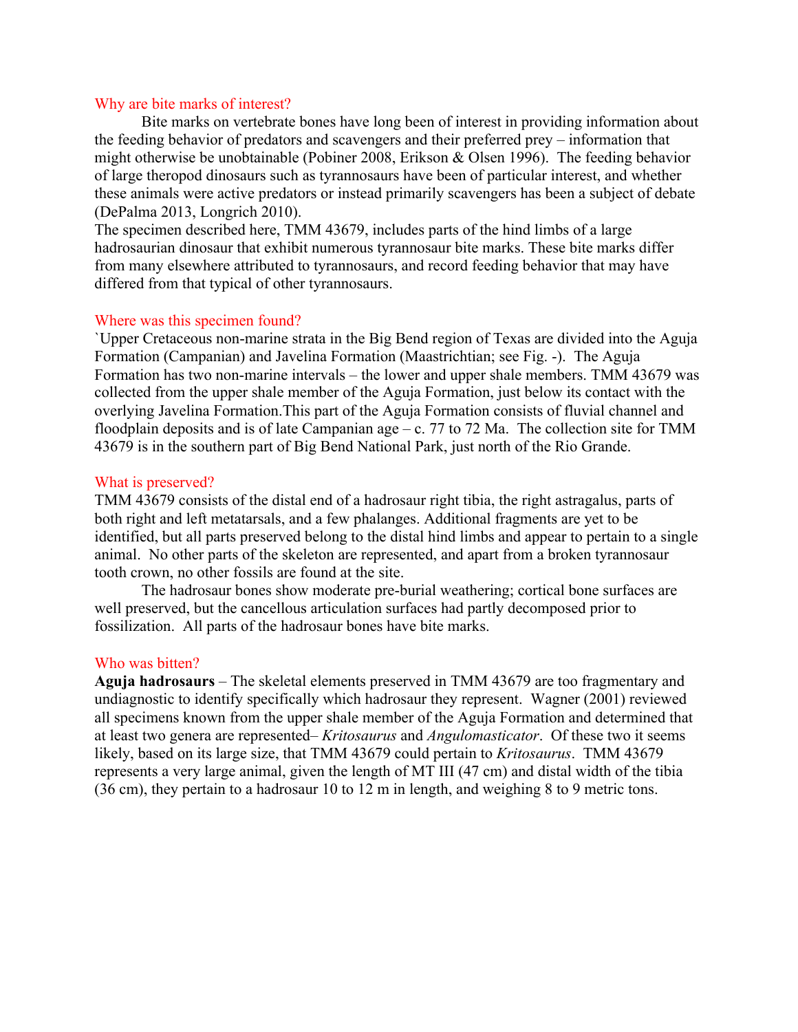## Why are bite marks of interest?

Bite marks on vertebrate bones have long been of interest in providing information about the feeding behavior of predators and scavengers and their preferred prey – information that might otherwise be unobtainable (Pobiner 2008, Erikson & Olsen 1996). The feeding behavior of large theropod dinosaurs such as tyrannosaurs have been of particular interest, and whether these animals were active predators or instead primarily scavengers has been a subject of debate (DePalma 2013, Longrich 2010).

The specimen described here, TMM 43679, includes parts of the hind limbs of a large hadrosaurian dinosaur that exhibit numerous tyrannosaur bite marks. These bite marks differ from many elsewhere attributed to tyrannosaurs, and record feeding behavior that may have differed from that typical of other tyrannosaurs.

## Where was this specimen found?

`Upper Cretaceous non-marine strata in the Big Bend region of Texas are divided into the Aguja Formation (Campanian) and Javelina Formation (Maastrichtian; see Fig. -). The Aguja Formation has two non-marine intervals – the lower and upper shale members. TMM 43679 was collected from the upper shale member of the Aguja Formation, just below its contact with the overlying Javelina Formation.This part of the Aguja Formation consists of fluvial channel and floodplain deposits and is of late Campanian age – c. 77 to 72 Ma. The collection site for TMM 43679 is in the southern part of Big Bend National Park, just north of the Rio Grande.

## What is preserved?

TMM 43679 consists of the distal end of a hadrosaur right tibia, the right astragalus, parts of both right and left metatarsals, and a few phalanges. Additional fragments are yet to be identified, but all parts preserved belong to the distal hind limbs and appear to pertain to a single animal. No other parts of the skeleton are represented, and apart from a broken tyrannosaur tooth crown, no other fossils are found at the site.

The hadrosaur bones show moderate pre-burial weathering; cortical bone surfaces are well preserved, but the cancellous articulation surfaces had partly decomposed prior to fossilization. All parts of the hadrosaur bones have bite marks.

## Who was bitten?

**Aguja hadrosaurs** – The skeletal elements preserved in TMM 43679 are too fragmentary and undiagnostic to identify specifically which hadrosaur they represent. Wagner (2001) reviewed all specimens known from the upper shale member of the Aguja Formation and determined that at least two genera are represented– *Kritosaurus* and *Angulomasticator*. Of these two it seems likely, based on its large size, that TMM 43679 could pertain to *Kritosaurus*. TMM 43679 represents a very large animal, given the length of MT III (47 cm) and distal width of the tibia (36 cm), they pertain to a hadrosaur 10 to 12 m in length, and weighing 8 to 9 metric tons.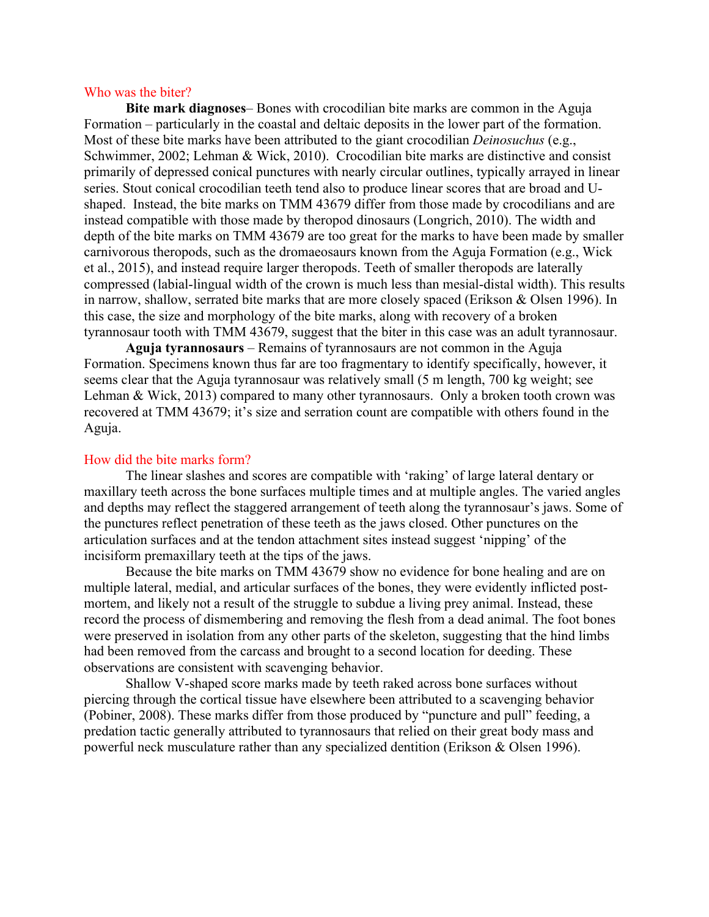## Who was the biter?

**Bite mark diagnoses**– Bones with crocodilian bite marks are common in the Aguja Formation – particularly in the coastal and deltaic deposits in the lower part of the formation. Most of these bite marks have been attributed to the giant crocodilian *Deinosuchus* (e.g., Schwimmer, 2002; Lehman & Wick, 2010). Crocodilian bite marks are distinctive and consist primarily of depressed conical punctures with nearly circular outlines, typically arrayed in linear series. Stout conical crocodilian teeth tend also to produce linear scores that are broad and U-shaped. Instead, the bite marks on TMM 43679 differ from those made by crocodilians and are instead compatible with those made by theropod dinosaurs (Longrich, 2010). The width and depth of the bite marks on TMM 43679 are too great for the marks to have been made by smaller carnivorous theropods, such as the dromaeosaurs known from the Aguja Formation (e.g., Wick et al., 2015), and instead require larger theropods. Teeth of smaller theropods are laterally compressed (labial-lingual width of the crown is much less than mesial-distal width). This results in narrow, shallow, serrated bite marks that are more closely spaced (Erikson & Olsen 1996). In this case, the size and morphology of the bite marks, along with recovery of a broken tyrannosaur tooth with TMM 43679, suggest that the biter in this case was an adult tyrannosaur.

**Aguja tyrannosaurs** – Remains of tyrannosaurs are not common in the Aguja Formation. Specimens known thus far are too fragmentary to identify specifically, however, it seems clear that the Aguja tyrannosaur was relatively small (5 m length, 700 kg weight; see Lehman & Wick, 2013) compared to many other tyrannosaurs. Only a broken tooth crown was recovered at TMM 43679; it's size and serration count are compatible with others found in the Aguja.

## How did the bite marks form?

The linear slashes and scores are compatible with 'raking' of large lateral dentary or maxillary teeth across the bone surfaces multiple times and at multiple angles. The varied angles and depths may reflect the staggered arrangement of teeth along the tyrannosaur's jaws. Some of the punctures reflect penetration of these teeth as the jaws closed. Other punctures on the articulation surfaces and at the tendon attachment sites instead suggest 'nipping' of the incisiform premaxillary teeth at the tips of the jaws.

Because the bite marks on TMM 43679 show no evidence for bone healing and are on multiple lateral, medial, and articular surfaces of the bones, they were evidently inflicted post-mortem, and likely not a result of the struggle to subdue a living prey animal. Instead, these record the process of dismembering and removing the flesh from a dead animal. The foot bones were preserved in isolation from any other parts of the skeleton, suggesting that the hind limbs had been removed from the carcass and brought to a second location for deeding. These observations are consistent with scavenging behavior.

Shallow V-shaped score marks made by teeth raked across bone surfaces without piercing through the cortical tissue have elsewhere been attributed to a scavenging behavior (Pobiner, 2008). These marks differ from those produced by "puncture and pull" feeding, a predation tactic generally attributed to tyrannosaurs that relied on their great body mass and powerful neck musculature rather than any specialized dentition (Erikson & Olsen 1996).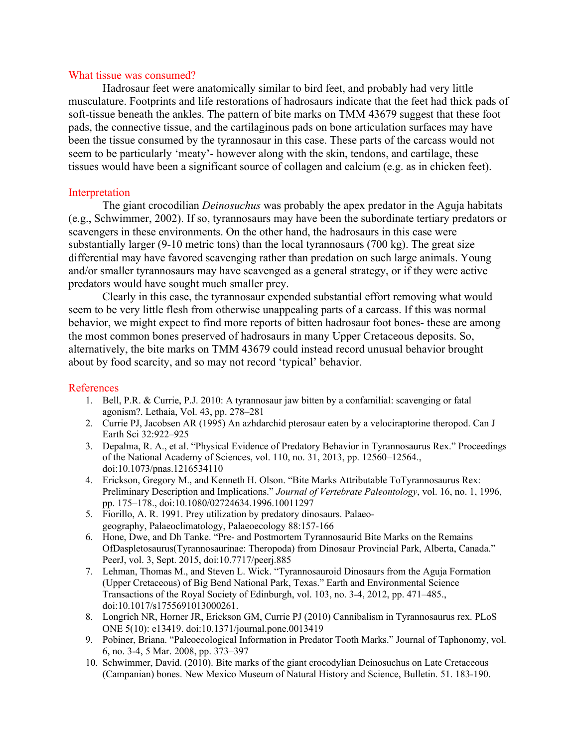## What tissue was consumed?

Hadrosaur feet were anatomically similar to bird feet, and probably had very little musculature. Footprints and life restorations of hadrosaurs indicate that the feet had thick pads of soft-tissue beneath the ankles. The pattern of bite marks on TMM 43679 suggest that these foot pads, the connective tissue, and the cartilaginous pads on bone articulation surfaces may have been the tissue consumed by the tyrannosaur in this case. These parts of the carcass would not seem to be particularly 'meaty'- however along with the skin, tendons, and cartilage, these tissues would have been a significant source of collagen and calcium (e.g. as in chicken feet).

## Interpretation

The giant crocodilian *Deinosuchus* was probably the apex predator in the Aguja habitats (e.g., Schwimmer, 2002). If so, tyrannosaurs may have been the subordinate tertiary predators or scavengers in these environments. On the other hand, the hadrosaurs in this case were substantially larger (9-10 metric tons) than the local tyrannosaurs (700 kg). The great size differential may have favored scavenging rather than predation on such large animals. Young and/or smaller tyrannosaurs may have scavenged as a general strategy, or if they were active predators would have sought much smaller prey.

Clearly in this case, the tyrannosaur expended substantial effort removing what would seem to be very little flesh from otherwise unappealing parts of a carcass. If this was normal behavior, we might expect to find more reports of bitten hadrosaur foot bones- these are among the most common bones preserved of hadrosaurs in many Upper Cretaceous deposits. So, alternatively, the bite marks on TMM 43679 could instead record unusual behavior brought about by food scarcity, and so may not record 'typical' behavior.

## References

1. Bell, P.R. & Currie, P.J. 2010: A tyrannosaur jaw bitten by a confamilial: scavenging or fatal agonism?. Lethaia, Vol. 43, pp. 278–281
2. Currie PJ, Jacobsen AR (1995) An azhdarchid pterosaur eaten by a velociraptorine theropod. Can J Earth Sci 32:922–925
3. Depalma, R. A., et al. "Physical Evidence of Predatory Behavior in Tyrannosaurus Rex." Proceedings of the National Academy of Sciences, vol. 110, no. 31, 2013, pp. 12560–12564., doi:10.1073/pnas.1216534110
4. Erickson, Gregory M., and Kenneth H. Olson. "Bite Marks Attributable ToTyrannosaurus Rex: Preliminary Description and Implications." *Journal of Vertebrate Paleontology*, vol. 16, no. 1, 1996, pp. 175–178., doi:10.1080/02724634.1996.10011297
5. Fiorillo, A. R. 1991. Prey utilization by predatory dinosaurs. Palaeo-geography, Palaeoclimatology, Palaeoecology 88:157-166
6. Hone, Dwe, and Dh Tanke. "Pre- and Postmortem Tyrannosaurid Bite Marks on the Remains OfDaspletosaurus(Tyrannosaurinae: Theropoda) from Dinosaur Provincial Park, Alberta, Canada." PeerJ, vol. 3, Sept. 2015, doi:10.7717/peerj.885
7. Lehman, Thomas M., and Steven L. Wick. "Tyrannosauroid Dinosaurs from the Aguja Formation (Upper Cretaceous) of Big Bend National Park, Texas." Earth and Environmental Science Transactions of the Royal Society of Edinburgh, vol. 103, no. 3-4, 2012, pp. 471–485., doi:10.1017/s1755691013000261.
8. Longrich NR, Horner JR, Erickson GM, Currie PJ (2010) Cannibalism in Tyrannosaurus rex. PLoS ONE 5(10): e13419. doi:10.1371/journal.pone.0013419
9. Pobiner, Briana. "Paleoecological Information in Predator Tooth Marks." Journal of Taphonomy, vol. 6, no. 3-4, 5 Mar. 2008, pp. 373–397
10. Schwimmer, David. (2010). Bite marks of the giant crocodylian Deinosuchus on Late Cretaceous (Campanian) bones. New Mexico Museum of Natural History and Science, Bulletin. 51. 183-190.